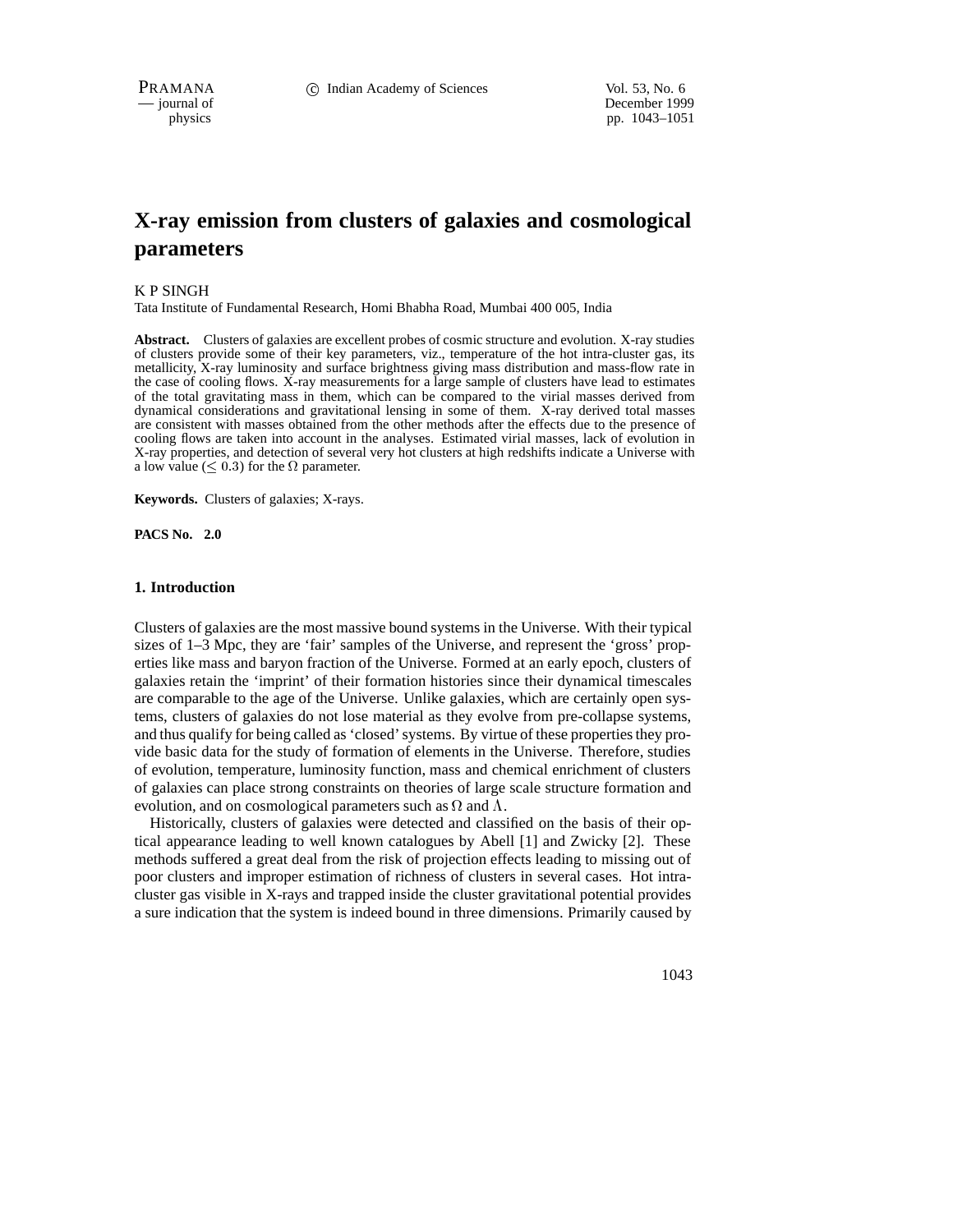# X-ray emission from clusters of galaxies and cosmological parameters

K P SINGH

Tata Institute of Fundamental Research, Homi Bhabha Road, Mumbai 400 005, India

**Abstract.** Clusters of galaxies are excellent probes of cosmic structure and evolution. X-ray studies of clusters provide some of their key parameters, viz., temperature of the hot intra-cluster gas, its metallicity, X-ray luminosity and surface brightness giving mass distribution and mass-flow rate in the case of cooling flows. X-ray measurements for a large sample of clusters have lead to estimates of the total gravitating mass in them, which can be compared to the virial masses derived from dynamical considerations and gravitational lensing in some of them. X-ray derived total masses are consistent with masses obtained from the other methods after the effects due to the presence of cooling flows are taken into account in the analyses. Estimated virial masses, lack of evolution in X-ray properties, and detection of several very hot clusters at high redshifts indicate a Universe with a low value ($\lesssim 0.3$) for the $\Omega$ parameter.

**Keywords.** Clusters of galaxies; X-rays.

**PACS No. 2.0**

## 1. Introduction

Clusters of galaxies are the most massive bound systems in the Universe. With their typical sizes of 1–3 Mpc, they are 'fair' samples of the Universe, and represent the 'gross' properties like mass and baryon fraction of the Universe. Formed at an early epoch, clusters of galaxies retain the 'imprint' of their formation histories since their dynamical timescales are comparable to the age of the Universe. Unlike galaxies, which are certainly open systems, clusters of galaxies do not lose material as they evolve from pre-collapse systems, and thus qualify for being called as 'closed' systems. By virtue of these properties they provide basic data for the study of formation of elements in the Universe. Therefore, studies of evolution, temperature, luminosity function, mass and chemical enrichment of clusters of galaxies can place strong constraints on theories of large scale structure formation and evolution, and on cosmological parameters such as $\Omega$ and $\Lambda$.

Historically, clusters of galaxies were detected and classified on the basis of their optical appearance leading to well known catalogues by Abell [1] and Zwicky [2]. These methods suffered a great deal from the risk of projection effects leading to missing out of poor clusters and improper estimation of richness of clusters in several cases. Hot intra-cluster gas visible in X-rays and trapped inside the cluster gravitational potential provides a sure indication that the system is indeed bound in three dimensions. Primarily caused by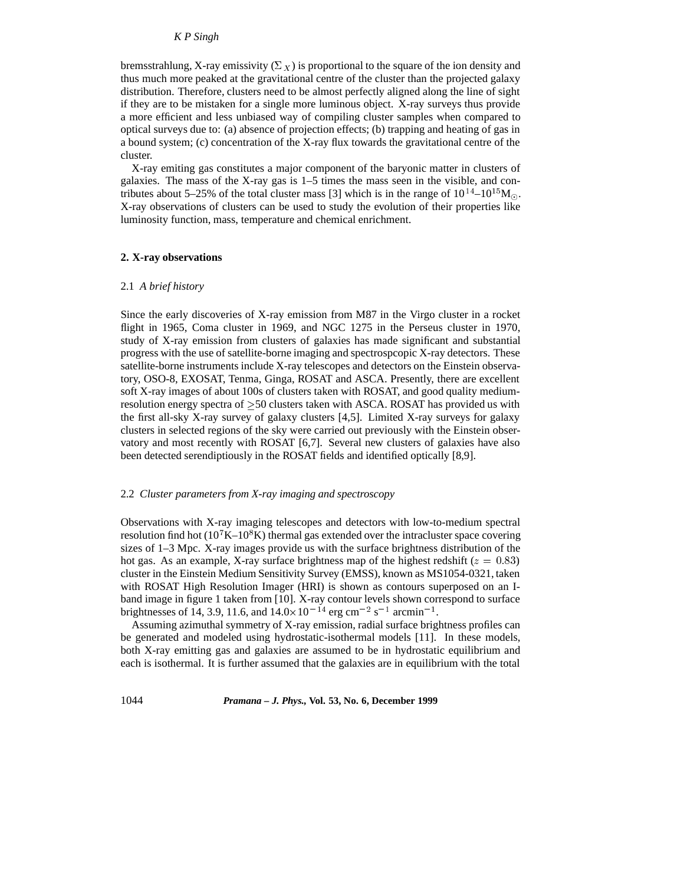bremsstrahlung, X-ray emissivity ($\Sigma_X$) is proportional to the square of the ion density and thus much more peaked at the gravitational centre of the cluster than the projected galaxy distribution. Therefore, clusters need to be almost perfectly aligned along the line of sight if they are to be mistaken for a single more luminous object. X-ray surveys thus provide a more efficient and less unbiased way of compiling cluster samples when compared to optical surveys due to: (a) absence of projection effects; (b) trapping and heating of gas in a bound system; (c) concentration of the X-ray flux towards the gravitational centre of the cluster.

X-ray emiting gas constitutes a major component of the baryonic matter in clusters of galaxies. The mass of the X-ray gas is 1–5 times the mass seen in the visible, and contributes about 5–25% of the total cluster mass [3] which is in the range of $10^{14}$–$10^{15}$M$_\odot$. X-ray observations of clusters can be used to study the evolution of their properties like luminosity function, mass, temperature and chemical enrichment.

## 2. X-ray observations

### 2.1 *A brief history*

Since the early discoveries of X-ray emission from M87 in the Virgo cluster in a rocket flight in 1965, Coma cluster in 1969, and NGC 1275 in the Perseus cluster in 1970, study of X-ray emission from clusters of galaxies has made significant and substantial progress with the use of satellite-borne imaging and spectrospcopic X-ray detectors. These satellite-borne instruments include X-ray telescopes and detectors on the Einstein observatory, OSO-8, EXOSAT, Tenma, Ginga, ROSAT and ASCA. Presently, there are excellent soft X-ray images of about 100s of clusters taken with ROSAT, and good quality medium-resolution energy spectra of $\geq$50 clusters taken with ASCA. ROSAT has provided us with the first all-sky X-ray survey of galaxy clusters [4,5]. Limited X-ray surveys for galaxy clusters in selected regions of the sky were carried out previously with the Einstein observatory and most recently with ROSAT [6,7]. Several new clusters of galaxies have also been detected serendiptiously in the ROSAT fields and identified optically [8,9].

### 2.2 *Cluster parameters from X-ray imaging and spectroscopy*

Observations with X-ray imaging telescopes and detectors with low-to-medium spectral resolution find hot ($10^7$K–$10^8$K) thermal gas extended over the intracluster space covering sizes of 1–3 Mpc. X-ray images provide us with the surface brightness distribution of the hot gas. As an example, X-ray surface brightness map of the highest redshift ($z = 0.83$) cluster in the Einstein Medium Sensitivity Survey (EMSS), known as MS1054-0321, taken with ROSAT High Resolution Imager (HRI) is shown as contours superposed on an I-band image in figure 1 taken from [10]. X-ray contour levels shown correspond to surface brightnesses of 14, 3.9, 11.6, and $14.0\times10^{-14}$ erg cm$^{-2}$ s$^{-1}$ arcmin$^{-1}$.

Assuming azimuthal symmetry of X-ray emission, radial surface brightness profiles can be generated and modeled using hydrostatic-isothermal models [11]. In these models, both X-ray emitting gas and galaxies are assumed to be in hydrostatic equilibrium and each is isothermal. It is further assumed that the galaxies are in equilibrium with the total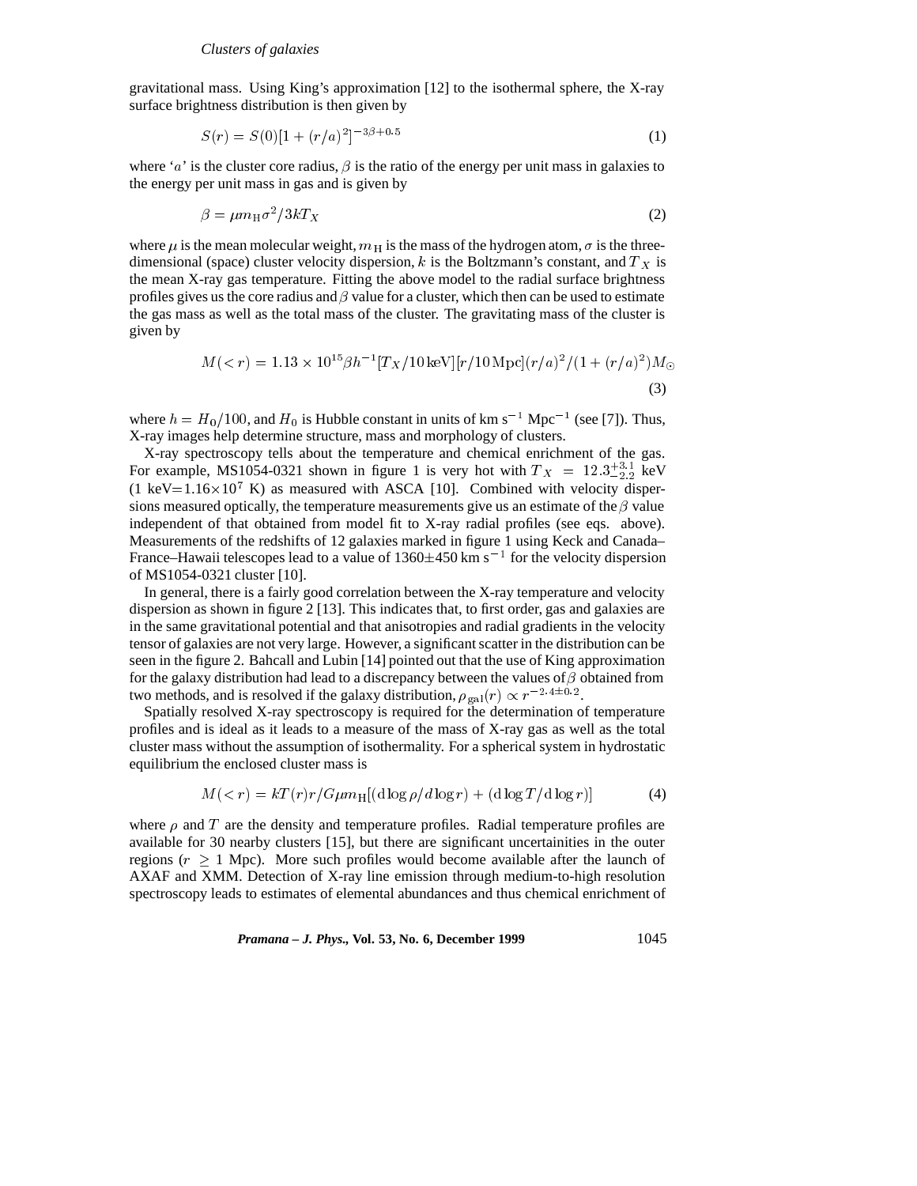gravitational mass. Using King's approximation [12] to the isothermal sphere, the X-ray surface brightness distribution is then given by

$$S(r) = S(0)[1 + (r/a)^2]^{-3\beta+0.5} \tag{1}$$

where '$a$' is the cluster core radius, $\beta$ is the ratio of the energy per unit mass in galaxies to the energy per unit mass in gas and is given by

$$\beta = \mu m_{\mathrm{H}} \sigma^2 / 3kT_X \tag{2}$$

where $\mu$ is the mean molecular weight, $m_{\mathrm{H}}$ is the mass of the hydrogen atom, $\sigma$ is the three-dimensional (space) cluster velocity dispersion, $k$ is the Boltzmann's constant, and $T_X$ is the mean X-ray gas temperature. Fitting the above model to the radial surface brightness profiles gives us the core radius and $\beta$ value for a cluster, which then can be used to estimate the gas mass as well as the total mass of the cluster. The gravitating mass of the cluster is given by

$$M(<r) = 1.13 \times 10^{15} \beta h^{-1} [T_X/10\,\mathrm{keV}][r/10\,\mathrm{Mpc}](r/a)^2/(1 + (r/a)^2) M_\odot \tag{3}$$

where $h = H_0/100$, and $H_0$ is Hubble constant in units of km s$^{-1}$ Mpc$^{-1}$ (see [7]). Thus, X-ray images help determine structure, mass and morphology of clusters.

X-ray spectroscopy tells about the temperature and chemical enrichment of the gas. For example, MS1054-0321 shown in figure 1 is very hot with $T_X = 12.3^{+3.1}_{-2.2}$ keV (1 keV$=1.16\times10^7$ K) as measured with ASCA [10]. Combined with velocity dispersions measured optically, the temperature measurements give us an estimate of the $\beta$ value independent of that obtained from model fit to X-ray radial profiles (see eqs. above). Measurements of the redshifts of 12 galaxies marked in figure 1 using Keck and Canada–France–Hawaii telescopes lead to a value of 1360$\pm$450 km s$^{-1}$ for the velocity dispersion of MS1054-0321 cluster [10].

In general, there is a fairly good correlation between the X-ray temperature and velocity dispersion as shown in figure 2 [13]. This indicates that, to first order, gas and galaxies are in the same gravitational potential and that anisotropies and radial gradients in the velocity tensor of galaxies are not very large. However, a significant scatter in the distribution can be seen in the figure 2. Bahcall and Lubin [14] pointed out that the use of King approximation for the galaxy distribution had lead to a discrepancy between the values of $\beta$ obtained from two methods, and is resolved if the galaxy distribution, $\rho_{\mathrm{gal}}(r) \propto r^{-2.4\pm0.2}$.

Spatially resolved X-ray spectroscopy is required for the determination of temperature profiles and is ideal as it leads to a measure of the mass of X-ray gas as well as the total cluster mass without the assumption of isothermality. For a spherical system in hydrostatic equilibrium the enclosed cluster mass is

$$M(<r) = kT(r)r/G\mu m_{\mathrm{H}}[(\mathrm{d}\log\rho/d\log r) + (\mathrm{d}\log T/\mathrm{d}\log r)] \tag{4}$$

where $\rho$ and $T$ are the density and temperature profiles. Radial temperature profiles are available for 30 nearby clusters [15], but there are significant uncertainities in the outer regions ($r \geq 1$ Mpc). More such profiles would become available after the launch of AXAF and XMM. Detection of X-ray line emission through medium-to-high resolution spectroscopy leads to estimates of elemental abundances and thus chemical enrichment of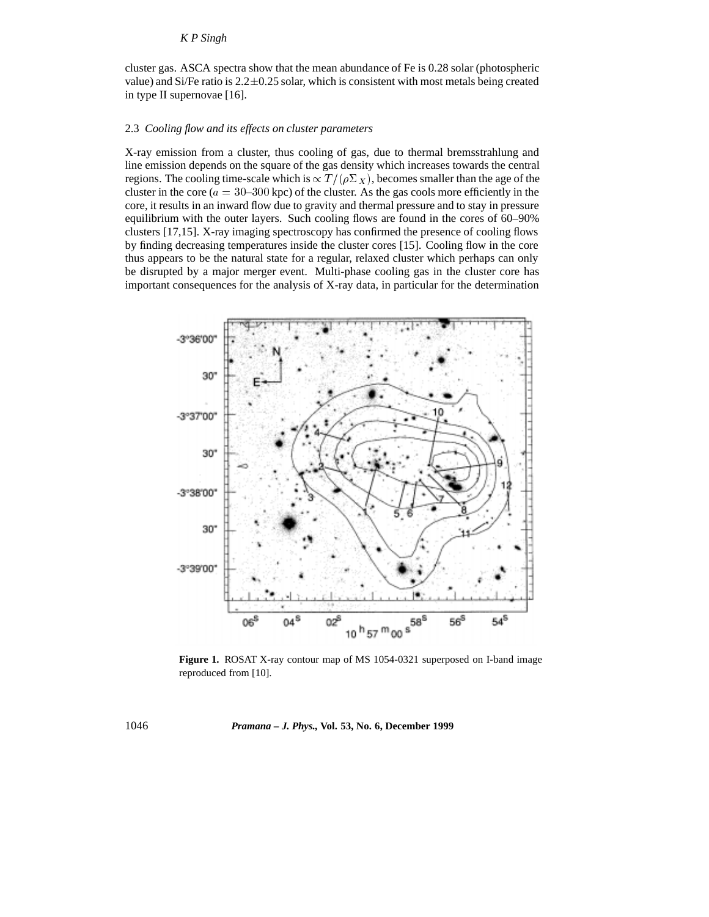cluster gas. ASCA spectra show that the mean abundance of Fe is 0.28 solar (photospheric value) and Si/Fe ratio is 2.2$\pm$0.25 solar, which is consistent with most metals being created in type II supernovae [16].

### 2.3 *Cooling flow and its effects on cluster parameters*

X-ray emission from a cluster, thus cooling of gas, due to thermal bremsstrahlung and line emission depends on the square of the gas density which increases towards the central regions. The cooling time-scale which is $\propto T/(\rho \Sigma_X)$, becomes smaller than the age of the cluster in the core ($a = 30$–$300$ kpc) of the cluster. As the gas cools more efficiently in the core, it results in an inward flow due to gravity and thermal pressure and to stay in pressure equilibrium with the outer layers. Such cooling flows are found in the cores of 60–90% clusters [17,15]. X-ray imaging spectroscopy has confirmed the presence of cooling flows by finding decreasing temperatures inside the cluster cores [15]. Cooling flow in the core thus appears to be the natural state for a regular, relaxed cluster which perhaps can only be disrupted by a major merger event. Multi-phase cooling gas in the cluster core has important consequences for the analysis of X-ray data, in particular for the determination

**Figure 1.** ROSAT X-ray contour map of MS 1054-0321 superposed on I-band image reproduced from [10].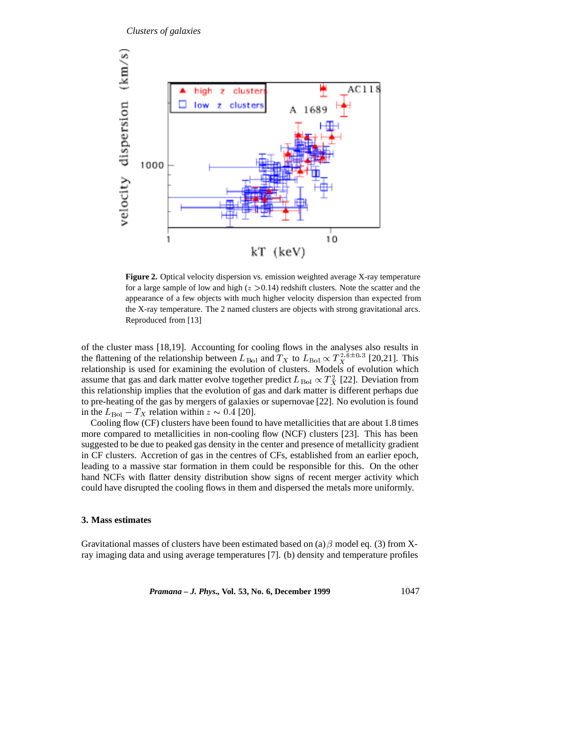**Figure 2.** Optical velocity dispersion vs. emission weighted average X-ray temperature for a large sample of low and high ($z$ >0.14) redshift clusters. Note the scatter and the appearance of a few objects with much higher velocity dispersion than expected from the X-ray temperature. The 2 named clusters are objects with strong gravitational arcs. Reproduced from [13]

of the cluster mass [18,19]. Accounting for cooling flows in the analyses also results in the flattening of the relationship between $L_{\rm Bol}$ and $T_X$ to $L_{\rm Bol} \propto T_X^{2.6\pm0.3}$ [20,21]. This relationship is used for examining the evolution of clusters. Models of evolution which assume that gas and dark matter evolve together predict $L_{\rm Bol} \propto T_X^2$ [22]. Deviation from this relationship implies that the evolution of gas and dark matter is different perhaps due to pre-heating of the gas by mergers of galaxies or supernovae [22]. No evolution is found in the $L_{\rm Bol} - T_X$ relation within $z \sim 0.4$ [20].

Cooling flow (CF) clusters have been found to have metallicities that are about 1.8 times more compared to metallicities in non-cooling flow (NCF) clusters [23]. This has been suggested to be due to peaked gas density in the center and presence of metallicity gradient in CF clusters. Accretion of gas in the centres of CFs, established from an earlier epoch, leading to a massive star formation in them could be responsible for this. On the other hand NCFs with flatter density distribution show signs of recent merger activity which could have disrupted the cooling flows in them and dispersed the metals more uniformly.

### 3. Mass estimates

Gravitational masses of clusters have been estimated based on (a) $\beta$ model eq. (3) from X-ray imaging data and using average temperatures [7]. (b) density and temperature profiles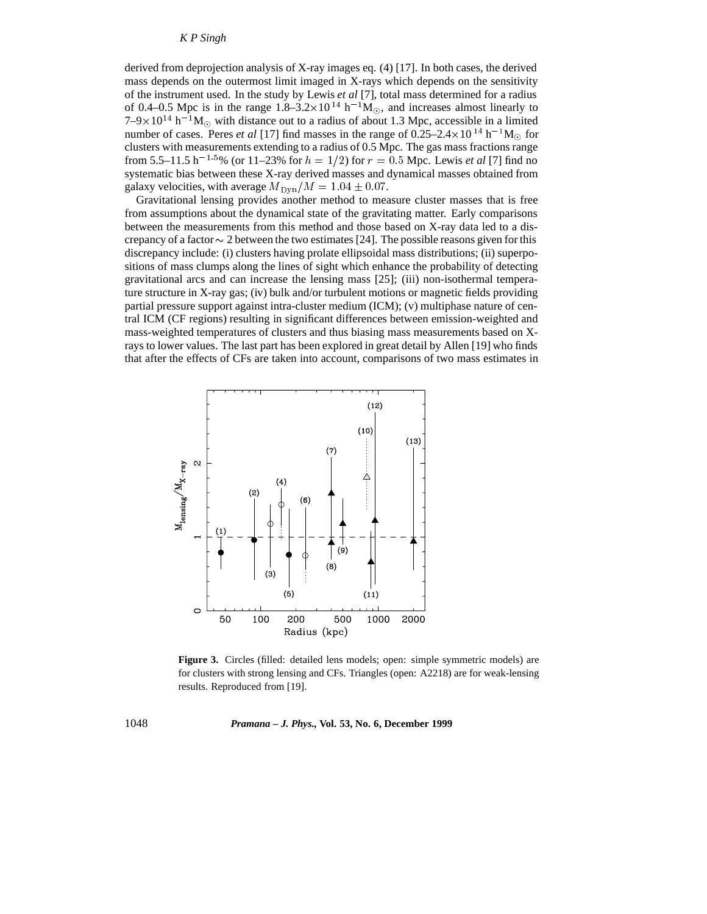derived from deprojection analysis of X-ray images eq. (4) [17]. In both cases, the derived mass depends on the outermost limit imaged in X-rays which depends on the sensitivity of the instrument used. In the study by Lewis *et al* [7], total mass determined for a radius of 0.4–0.5 Mpc is in the range 1.8–3.2$\times 10^{14}$ $h^{-1}M_{\odot}$, and increases almost linearly to 7–9$\times 10^{14}$ $h^{-1}M_{\odot}$ with distance out to a radius of about 1.3 Mpc, accessible in a limited number of cases. Peres *et al* [17] find masses in the range of 0.25–2.4$\times 10^{14}$ $h^{-1}M_{\odot}$ for clusters with measurements extending to a radius of 0.5 Mpc. The gas mass fractions range from 5.5–11.5 $h^{-1.5}$% (or 11–23% for $h = 1/2$) for $r = 0.5$ Mpc. Lewis *et al* [7] find no systematic bias between these X-ray derived masses and dynamical masses obtained from galaxy velocities, with average $M_{\rm Dyn}/M = 1.04 \pm 0.07$.

Gravitational lensing provides another method to measure cluster masses that is free from assumptions about the dynamical state of the gravitating matter. Early comparisons between the measurements from this method and those based on X-ray data led to a discrepancy of a factor $\sim 2$ between the two estimates [24]. The possible reasons given for this discrepancy include: (i) clusters having prolate ellipsoidal mass distributions; (ii) superpositions of mass clumps along the lines of sight which enhance the probability of detecting gravitational arcs and can increase the lensing mass [25]; (iii) non-isothermal temperature structure in X-ray gas; (iv) bulk and/or turbulent motions or magnetic fields providing partial pressure support against intra-cluster medium (ICM); (v) multiphase nature of central ICM (CF regions) resulting in significant differences between emission-weighted and mass-weighted temperatures of clusters and thus biasing mass measurements based on X-rays to lower values. The last part has been explored in great detail by Allen [19] who finds that after the effects of CFs are taken into account, comparisons of two mass estimates in

**Figure 3.** Circles (filled: detailed lens models; open: simple symmetric models) are for clusters with strong lensing and CFs. Triangles (open: A2218) are for weak-lensing results. Reproduced from [19].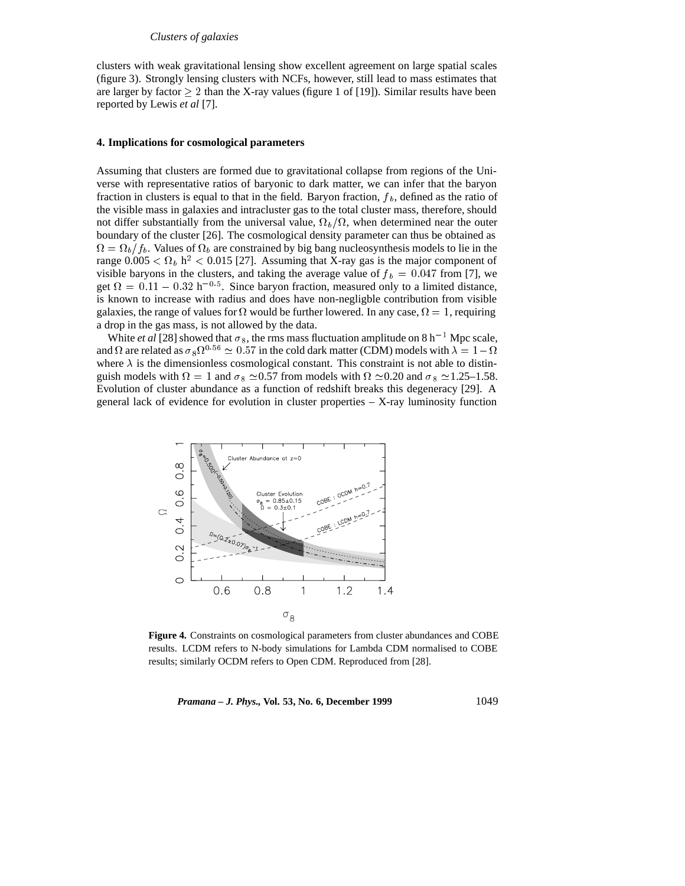clusters with weak gravitational lensing show excellent agreement on large spatial scales (figure 3). Strongly lensing clusters with NCFs, however, still lead to mass estimates that are larger by factor $\geq 2$ than the X-ray values (figure 1 of [19]). Similar results have been reported by Lewis *et al* [7].

### 4. Implications for cosmological parameters

Assuming that clusters are formed due to gravitational collapse from regions of the Universe with representative ratios of baryonic to dark matter, we can infer that the baryon fraction in clusters is equal to that in the field. Baryon fraction, $f_b$, defined as the ratio of the visible mass in galaxies and intracluster gas to the total cluster mass, therefore, should not differ substantially from the universal value, $\Omega_b/\Omega$, when determined near the outer boundary of the cluster [26]. The cosmological density parameter can thus be obtained as $\Omega = \Omega_b/f_b$. Values of $\Omega_b$ are constrained by big bang nucleosynthesis models to lie in the range $0.005 < \Omega_b\ \mathrm{h}^2 < 0.015$ [27]. Assuming that X-ray gas is the major component of visible baryons in the clusters, and taking the average value of $f_b = 0.047$ from [7], we get $\Omega = 0.11 - 0.32\ \mathrm{h}^{-0.5}$. Since baryon fraction, measured only to a limited distance, is known to increase with radius and does have non-negligble contribution from visible galaxies, the range of values for $\Omega$ would be further lowered. In any case, $\Omega = 1$, requiring a drop in the gas mass, is not allowed by the data.

White *et al* [28] showed that $\sigma_8$, the rms mass fluctuation amplitude on 8 $\mathrm{h}^{-1}$ Mpc scale, and $\Omega$ are related as $\sigma_8\Omega^{0.56} \simeq 0.57$ in the cold dark matter (CDM) models with $\lambda = 1 - \Omega$ where $\lambda$ is the dimensionless cosmological constant. This constraint is not able to distinguish models with $\Omega = 1$ and $\sigma_8 \simeq$0.57 from models with $\Omega \simeq$0.20 and $\sigma_8 \simeq$1.25–1.58. Evolution of cluster abundance as a function of redshift breaks this degeneracy [29]. A general lack of evidence for evolution in cluster properties – X-ray luminosity function

**Figure 4.** Constraints on cosmological parameters from cluster abundances and COBE results. LCDM refers to N-body simulations for Lambda CDM normalised to COBE results; similarly OCDM refers to Open CDM. Reproduced from [28].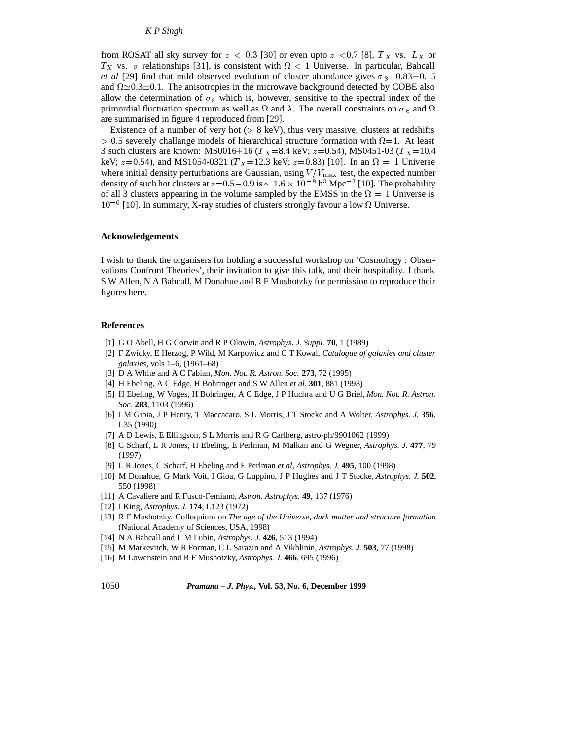from ROSAT all sky survey for $z < 0.3$ [30] or even upto $z < 0.7$ [8], $T_X$ vs. $L_X$ or $T_X$ vs. $\sigma$ relationships [31], is consistent with $\Omega < 1$ Universe. In particular, Bahcall *et al* [29] find that mild observed evolution of cluster abundance gives $\sigma_8$=0.83±0.15 and $\Omega \simeq 0.3 \pm 0.1$. The anisotropies in the microwave background detected by COBE also allow the determination of $\sigma_8$ which is, however, sensitive to the spectral index of the primordial fluctuation spectrum as well as $\Omega$ and $\lambda$. The overall constraints on $\sigma_8$ and $\Omega$ are summarised in figure 4 reproduced from [29].

Existence of a number of very hot ($>$ 8 keV), thus very massive, clusters at redshifts $>$ 0.5 severely challange models of hierarchical structure formation with $\Omega$=1. At least 3 such clusters are known: MS0016+16 ($T_X$=8.4 keV; $z$=0.54), MS0451-03 ($T_X$=10.4 keV; $z$=0.54), and MS1054-0321 ($T_X$=12.3 keV; $z$=0.83) [10]. In an $\Omega = 1$ Universe where initial density perturbations are Gaussian, using $V/V_{\rm max}$ test, the expected number density of such hot clusters at $z$=0.5 – 0.9 is $\sim 1.6 \times 10^{-8}$ h$^3$ Mpc$^{-3}$ [10]. The probability of all 3 clusters appearing in the volume sampled by the EMSS in the $\Omega = 1$ Universe is $10^{-6}$ [10]. In summary, X-ray studies of clusters strongly favour a low $\Omega$ Universe.

## Acknowledgements

I wish to thank the organisers for holding a successful workshop on 'Cosmology : Observations Confront Theories', their invitation to give this talk, and their hospitality. I thank S W Allen, N A Bahcall, M Donahue and R F Mushotzky for permission to reproduce their figures here.

## References

[1] G O Abell, H G Corwin and R P Olowin, *Astrophys. J. Suppl.* **70**, 1 (1989)
[2] F Zwicky, E Herzog, P Wild, M Karpowicz and C T Kowal, *Catalogue of galaxies and cluster galaxies*, vols 1–6, (1961–68)
[3] D A White and A C Fabian, *Mon. Not. R. Astron. Soc.* **273**, 72 (1995)
[4] H Ebeling, A C Edge, H Bohringer and S W Allen *et al*, **301**, 881 (1998)
[5] H Ebeling, W Voges, H Bohringer, A C Edge, J P Huchra and U G Briel, *Mon. Not. R. Astron. Soc.* **283**, 1103 (1996)
[6] I M Gioia, J P Henry, T Maccacaro, S L Morris, J T Stocke and A Wolter, *Astrophys. J.* **356**, L35 (1990)
[7] A D Lewis, E Ellingson, S L Morris and R G Carlberg, astro-ph/9901062 (1999)
[8] C Scharf, L R Jones, H Ebeling, E Perlman, M Malkan and G Wegner, *Astrophys. J.* **477**, 79 (1997)
[9] L R Jones, C Scharf, H Ebeling and E Perlman *et al*, *Astrophys. J.* **495**, 100 (1998)
[10] M Donahue, G Mark Voit, I Gioa, G Luppino, J P Hughes and J T Stocke, *Astrophys. J.* **502**, 550 (1998)
[11] A Cavaliere and R Fusco-Femiano, *Astron. Astrophys.* **49**, 137 (1976)
[12] I King, *Astrophys. J.* **174**, L123 (1972)
[13] R F Mushotzky, Colloquium on *The age of the Universe, dark matter and structure formation* (National Academy of Sciences, USA, 1998)
[14] N A Bahcall and L M Lubin, *Astrophys. J.* **426**, 513 (1994)
[15] M Markevitch, W R Forman, C L Sarazin and A Vikhlinin, *Astrophys. J.* **503**, 77 (1998)
[16] M Lowenstein and R F Mushotzky, *Astrophys. J.* **466**, 695 (1996)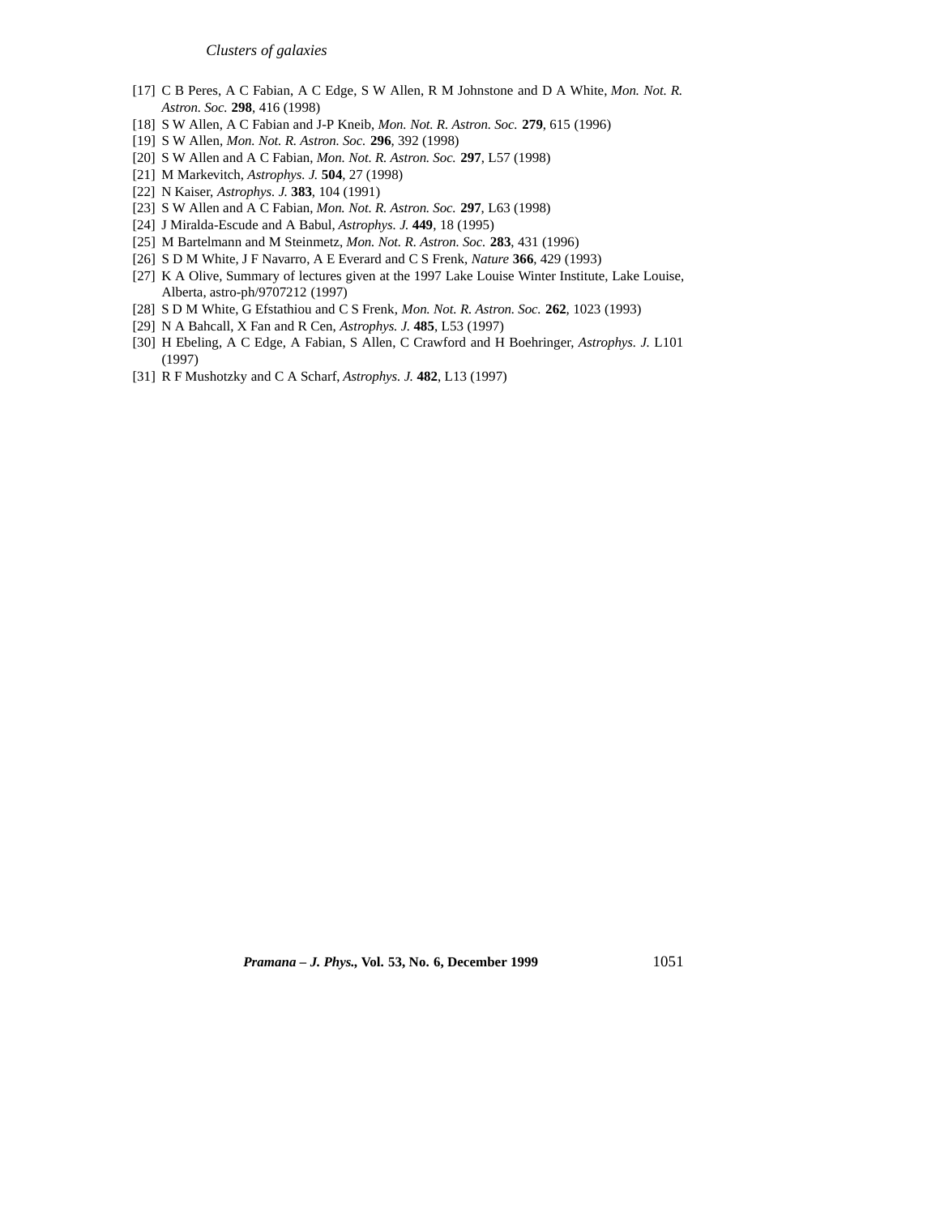[17] C B Peres, A C Fabian, A C Edge, S W Allen, R M Johnstone and D A White, *Mon. Not. R. Astron. Soc.* **298**, 416 (1998)

[18] S W Allen, A C Fabian and J-P Kneib, *Mon. Not. R. Astron. Soc.* **279**, 615 (1996)

[19] S W Allen, *Mon. Not. R. Astron. Soc.* **296**, 392 (1998)

[20] S W Allen and A C Fabian, *Mon. Not. R. Astron. Soc.* **297**, L57 (1998)

[21] M Markevitch, *Astrophys. J.* **504**, 27 (1998)

[22] N Kaiser, *Astrophys. J.* **383**, 104 (1991)

[23] S W Allen and A C Fabian, *Mon. Not. R. Astron. Soc.* **297**, L63 (1998)

[24] J Miralda-Escude and A Babul, *Astrophys. J.* **449**, 18 (1995)

[25] M Bartelmann and M Steinmetz, *Mon. Not. R. Astron. Soc.* **283**, 431 (1996)

[26] S D M White, J F Navarro, A E Everard and C S Frenk, *Nature* **366**, 429 (1993)

[27] K A Olive, Summary of lectures given at the 1997 Lake Louise Winter Institute, Lake Louise, Alberta, astro-ph/9707212 (1997)

[28] S D M White, G Efstathiou and C S Frenk, *Mon. Not. R. Astron. Soc.* **262**, 1023 (1993)

[29] N A Bahcall, X Fan and R Cen, *Astrophys. J.* **485**, L53 (1997)

[30] H Ebeling, A C Edge, A Fabian, S Allen, C Crawford and H Boehringer, *Astrophys. J.* L101 (1997)

[31] R F Mushotzky and C A Scharf, *Astrophys. J.* **482**, L13 (1997)